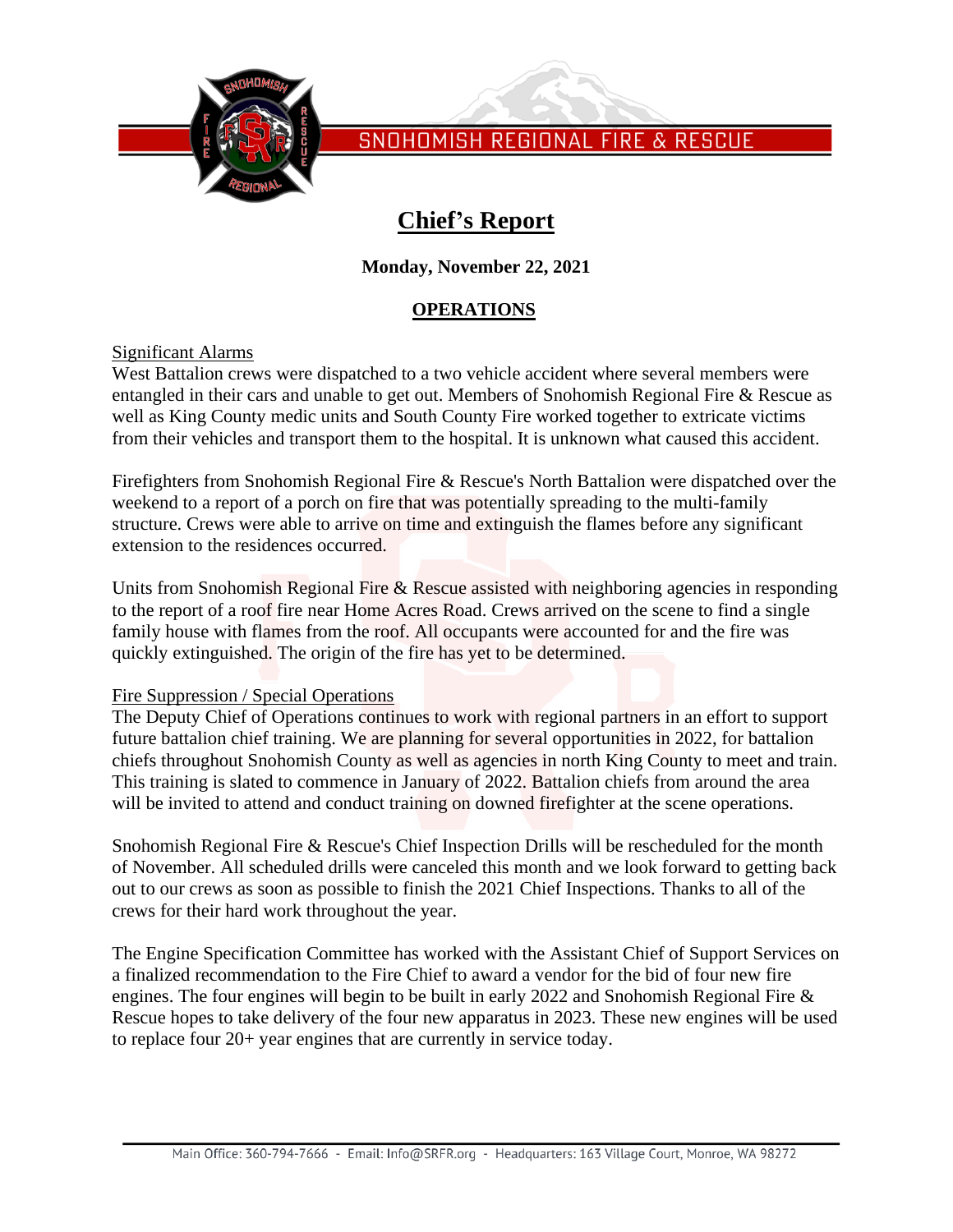# Chief's Report

**Monday, November 22, 2021**

## OPERATIONS

### Significant Alarms

West Battalion crews were dispatched to a two vehicle accident where several members were entangled in their cars and unable to get out. Members of Snohomish Regional Fire & Rescue as well as King County medic units and South County Fire worked together to extricate victims from their vehicles and transport them to the hospital. It is unknown what caused this accident.

Firefighters from Snohomish Regional Fire & Rescue's North Battalion were dispatched over the weekend to a report of a porch on fire that was potentially spreading to the multi-family structure. Crews were able to arrive on time and extinguish the flames before any significant extension to the residences occurred.

Units from Snohomish Regional Fire & Rescue assisted with neighboring agencies in responding to the report of a roof fire near Home Acres Road. Crews arrived on the scene to find a single family house with flames from the roof. All occupants were accounted for and the fire was quickly extinguished. The origin of the fire has yet to be determined.

### Fire Suppression / Special Operations

The Deputy Chief of Operations continues to work with regional partners in an effort to support future battalion chief training. We are planning for several opportunities in 2022, for battalion chiefs throughout Snohomish County as well as agencies in north King County to meet and train. This training is slated to commence in January of 2022. Battalion chiefs from around the area will be invited to attend and conduct training on downed firefighter at the scene operations.

Snohomish Regional Fire & Rescue's Chief Inspection Drills will be rescheduled for the month of November. All scheduled drills were canceled this month and we look forward to getting back out to our crews as soon as possible to finish the 2021 Chief Inspections. Thanks to all of the crews for their hard work throughout the year.

The Engine Specification Committee has worked with the Assistant Chief of Support Services on a finalized recommendation to the Fire Chief to award a vendor for the bid of four new fire engines. The four engines will begin to be built in early 2022 and Snohomish Regional Fire & Rescue hopes to take delivery of the four new apparatus in 2023. These new engines will be used to replace four 20+ year engines that are currently in service today.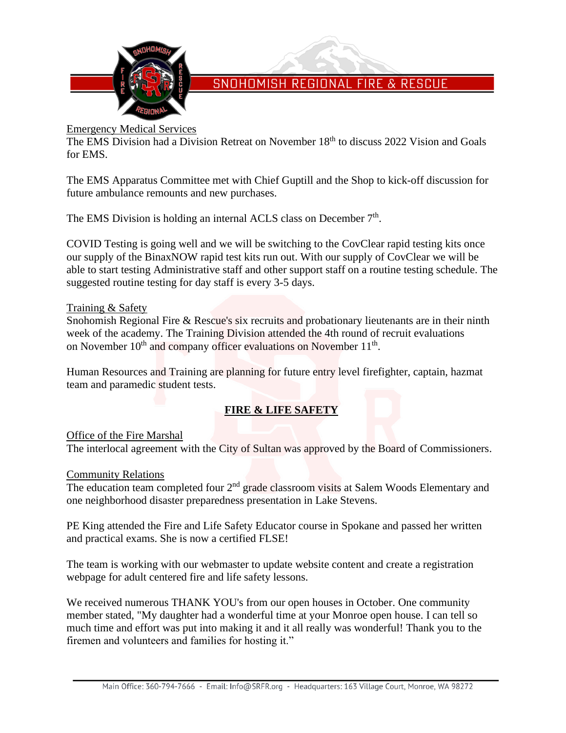Emergency Medical Services

The EMS Division had a Division Retreat on November 18th to discuss 2022 Vision and Goals for EMS.

The EMS Apparatus Committee met with Chief Guptill and the Shop to kick-off discussion for future ambulance remounts and new purchases.

The EMS Division is holding an internal ACLS class on December 7th.

COVID Testing is going well and we will be switching to the CovClear rapid testing kits once our supply of the BinaxNOW rapid test kits run out. With our supply of CovClear we will be able to start testing Administrative staff and other support staff on a routine testing schedule. The suggested routine testing for day staff is every 3-5 days.

Training & Safety

Snohomish Regional Fire & Rescue's six recruits and probationary lieutenants are in their ninth week of the academy. The Training Division attended the 4th round of recruit evaluations on November 10th and company officer evaluations on November 11th.

Human Resources and Training are planning for future entry level firefighter, captain, hazmat team and paramedic student tests.

## FIRE & LIFE SAFETY

Office of the Fire Marshal

The interlocal agreement with the City of Sultan was approved by the Board of Commissioners.

Community Relations

The education team completed four 2nd grade classroom visits at Salem Woods Elementary and one neighborhood disaster preparedness presentation in Lake Stevens.

PE King attended the Fire and Life Safety Educator course in Spokane and passed her written and practical exams. She is now a certified FLSE!

The team is working with our webmaster to update website content and create a registration webpage for adult centered fire and life safety lessons.

We received numerous THANK YOU's from our open houses in October. One community member stated, "My daughter had a wonderful time at your Monroe open house. I can tell so much time and effort was put into making it and it all really was wonderful! Thank you to the firemen and volunteers and families for hosting it."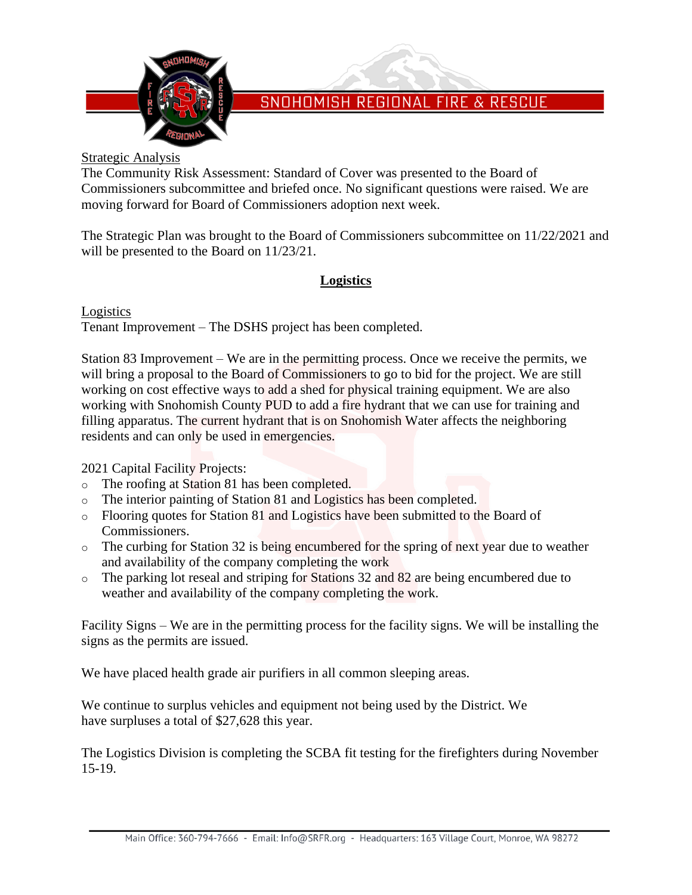Strategic Analysis

The Community Risk Assessment: Standard of Cover was presented to the Board of Commissioners subcommittee and briefed once. No significant questions were raised. We are moving forward for Board of Commissioners adoption next week.

The Strategic Plan was brought to the Board of Commissioners subcommittee on 11/22/2021 and will be presented to the Board on 11/23/21.

## **Logistics**

Logistics

Tenant Improvement – The DSHS project has been completed.

Station 83 Improvement – We are in the permitting process. Once we receive the permits, we will bring a proposal to the Board of Commissioners to go to bid for the project. We are still working on cost effective ways to add a shed for physical training equipment. We are also working with Snohomish County PUD to add a fire hydrant that we can use for training and filling apparatus. The current hydrant that is on Snohomish Water affects the neighboring residents and can only be used in emergencies.

2021 Capital Facility Projects:

- The roofing at Station 81 has been completed.
- The interior painting of Station 81 and Logistics has been completed.
- Flooring quotes for Station 81 and Logistics have been submitted to the Board of Commissioners.
- The curbing for Station 32 is being encumbered for the spring of next year due to weather and availability of the company completing the work
- The parking lot reseal and striping for Stations 32 and 82 are being encumbered due to weather and availability of the company completing the work.

Facility Signs – We are in the permitting process for the facility signs. We will be installing the signs as the permits are issued.

We have placed health grade air purifiers in all common sleeping areas.

We continue to surplus vehicles and equipment not being used by the District. We have surpluses a total of $27,628 this year.

The Logistics Division is completing the SCBA fit testing for the firefighters during November 15-19.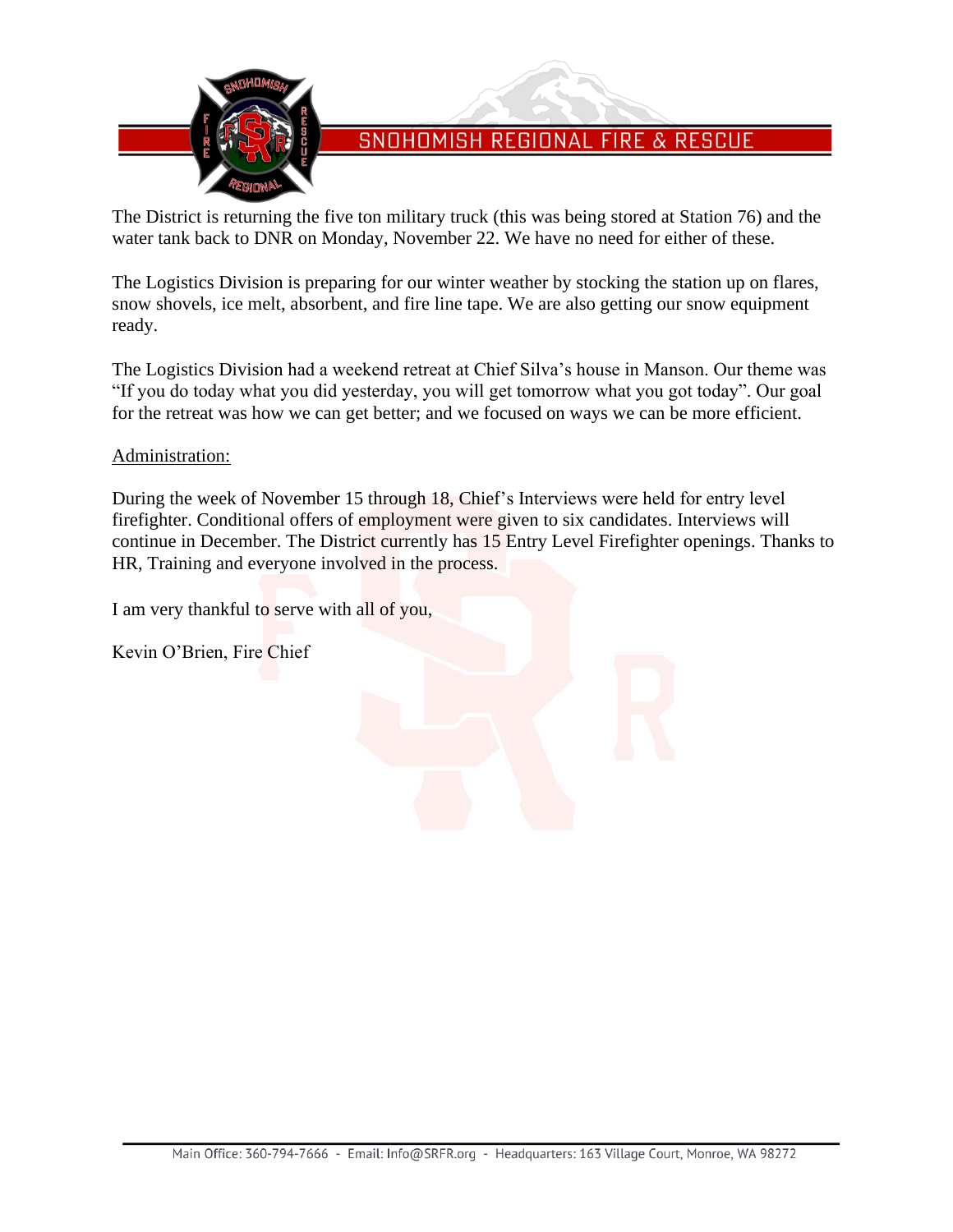The District is returning the five ton military truck (this was being stored at Station 76) and the water tank back to DNR on Monday, November 22. We have no need for either of these.

The Logistics Division is preparing for our winter weather by stocking the station up on flares, snow shovels, ice melt, absorbent, and fire line tape. We are also getting our snow equipment ready.

The Logistics Division had a weekend retreat at Chief Silva's house in Manson. Our theme was "If you do today what you did yesterday, you will get tomorrow what you got today". Our goal for the retreat was how we can get better; and we focused on ways we can be more efficient.

<u>Administration:</u>

During the week of November 15 through 18, Chief's Interviews were held for entry level firefighter. Conditional offers of employment were given to six candidates. Interviews will continue in December. The District currently has 15 Entry Level Firefighter openings. Thanks to HR, Training and everyone involved in the process.

I am very thankful to serve with all of you,

Kevin O'Brien, Fire Chief